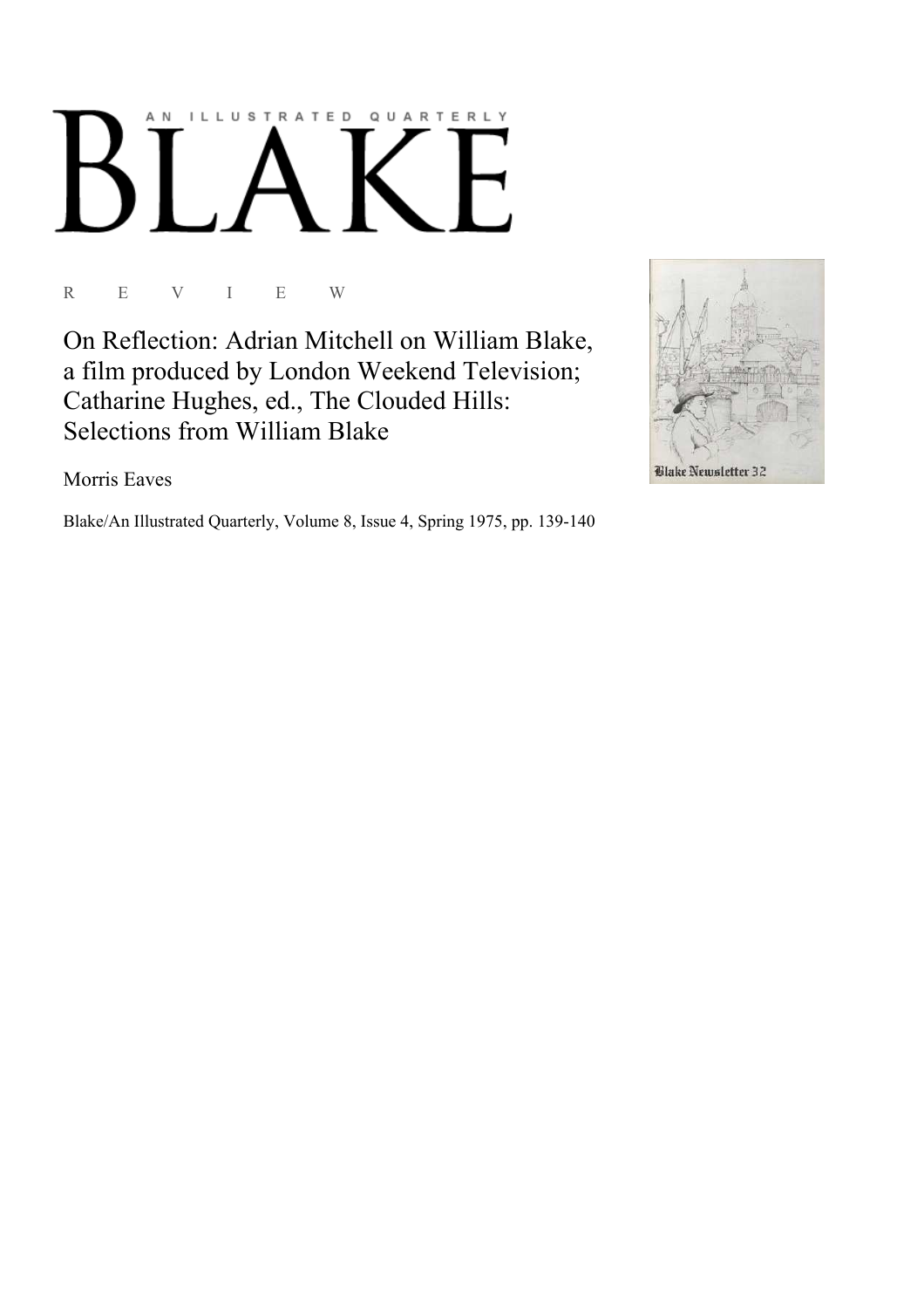AN ILLUSTRATED QUARTERLY

# BLAKE

R E V I E W

## On Reflection: Adrian Mitchell on William Blake, a film produced by London Weekend Television; Catharine Hughes, ed., The Clouded Hills: Selections from William Blake

Morris Eaves

Blake/An Illustrated Quarterly, Volume 8, Issue 4, Spring 1975, pp. 139-140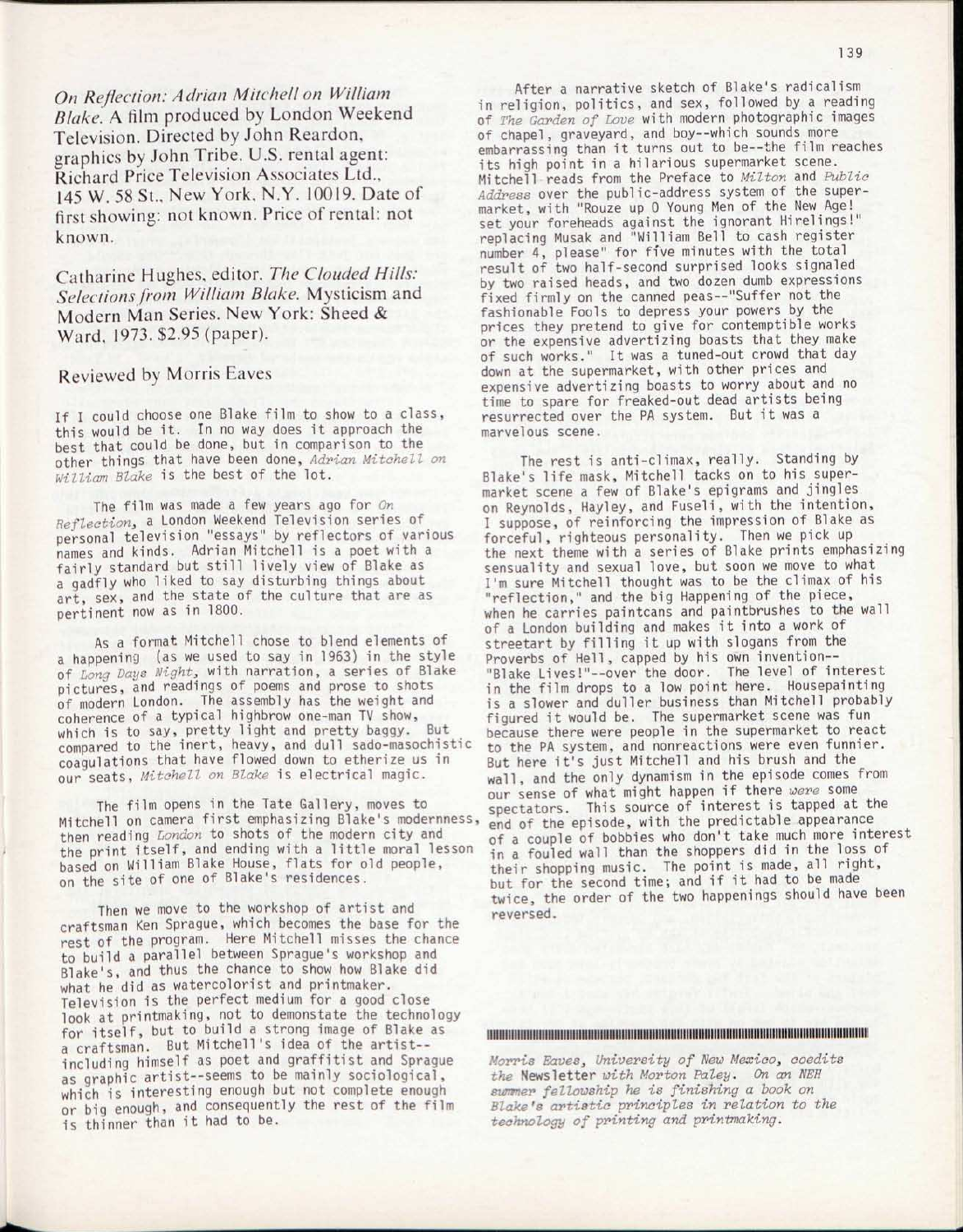*On Reflection: Adrian Mitchell on William Blake*. A film produced by London Weekend Television. Directed by John Reardon, graphics by John Tribe. U.S. rental agent: Richard Price Television Associates Ltd., 145 W. 58 St., New York, N.Y. 10019. Date of first showing: not known. Price of rental: not known.

Catharine Hughes, editor. *The Clouded Hills: Selections from William Blake.* Mysticism and Modern Man Series. New York: Sheed & Ward, 1973. $2.95 (paper).

## Reviewed by Morris Eaves

If I could choose one Blake film to show to a class, this would be it. In no way does it approach the best that could be done, but in comparison to the other things that have been done, *Adrian Mitchell on William Blake* is the best of the lot.

The film was made a few years ago for *On Reflection*, a London Weekend Television series of personal television "essays" by reflectors of various names and kinds. Adrian Mitchell is a poet with a fairly standard but still lively view of Blake as a gadfly who liked to say disturbing things about art, sex, and the state of the culture that are as pertinent now as in 1800.

As a format Mitchell chose to blend elements of a happening (as we used to say in 1963) in the style of *Long Days Night*, with narration, a series of Blake pictures, and readings of poems and prose to shots of modern London. The assembly has the weight and coherence of a typical highbrow one-man TV show, which is to say, pretty light and pretty baggy. But compared to the inert, heavy, and dull sado-masochistic coagulations that have flowed down to etherize us in our seats, *Mitchell on Blake* is electrical magic.

The film opens in the Tate Gallery, moves to Mitchell on camera first emphasizing Blake's modernness, then reading *London* to shots of the modern city and the print itself, and ending with a little moral lesson based on William Blake House, flats for old people, on the site of one of Blake's residences.

Then we move to the workshop of artist and craftsman Ken Sprague, which becomes the base for the rest of the program. Here Mitchell misses the chance to build a parallel between Sprague's workshop and Blake's, and thus the chance to show how Blake did what he did as watercolorist and printmaker. Television is the perfect medium for a good close look at printmaking, not to demonstrate the technology for itself, but to build a strong image of Blake as a craftsman. But Mitchell's idea of the artist--including himself as poet and graffitist and Sprague as graphic artist--seems to be mainly sociological, which is interesting enough but not complete enough or big enough, and consequently the rest of the film is thinner than it had to be.

After a narrative sketch of Blake's radicalism in religion, politics, and sex, followed by a reading of *The Garden of Love* with modern photographic images of chapel, graveyard, and boy--which sounds more embarrassing than it turns out to be--the film reaches its high point in a hilarious supermarket scene. Mitchell reads from the Preface to *Milton* and *Public Address* over the public-address system of the supermarket, with "Rouze up O Young Men of the New Age! set your foreheads against the ignorant Hirelings!" replacing Musak and "William Bell to cash register number 4, please" for five minutes with the total result of two half-second surprised looks signaled by two raised heads, and two dozen dumb expressions fixed firmly on the canned peas--"Suffer not the fashionable Fools to depress your powers by the prices they pretend to give for contemptible works or the expensive advertizing boasts that they make of such works." It was a tuned-out crowd that day down at the supermarket, with other prices and expensive advertizing boasts to worry about and no time to spare for freaked-out dead artists being resurrected over the PA system. But it was a marvelous scene.

The rest is anti-climax, really. Standing by Blake's life mask, Mitchell tacks on to his supermarket scene a few of Blake's epigrams and jingles on Reynolds, Hayley, and Fuseli, with the intention, I suppose, of reinforcing the impression of Blake as forceful, righteous personality. Then we pick up the next theme with a series of Blake prints emphasizing sensuality and sexual love, but soon we move to what I'm sure Mitchell thought was to be the climax of his "reflection," and the big Happening of the piece, when he carries paintcans and paintbrushes to the wall of a London building and makes it into a work of streetart by filling it up with slogans from the Proverbs of Hell, capped by his own invention--"Blake Lives!"--over the door. The level of interest in the film drops to a low point here. Housepainting is a slower and duller business than Mitchell probably figured it would be. The supermarket scene was fun because there were people in the supermarket to react to the PA system, and nonreactions were even funnier. But here it's just Mitchell and his brush and the wall, and the only dynamism in the episode comes from our sense of what might happen if there *were* some spectators. This source of interest is tapped at the end of the episode, with the predictable appearance of a couple of bobbies who don't take much more interest in a fouled wall than the shoppers did in the loss of their shopping music. The point is made, all right, but for the second time; and if it had to be made twice, the order of the two happenings should have been reversed.

---

*Morris Eaves, University of New Mexico, coedits the* Newsletter *with Morton Paley. On an NEH summer fellowship he is finishing a book on Blake's artistic principles in relation to the technology of printing and printmaking.*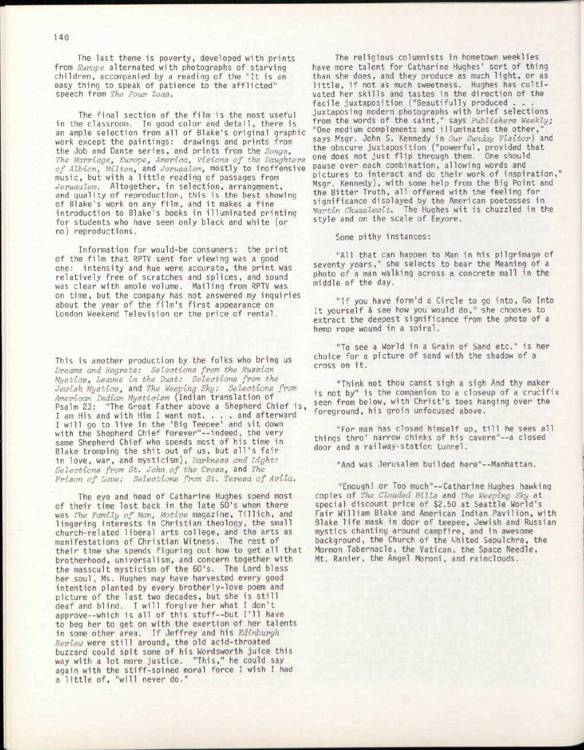The last theme is poverty, developed with prints from *Europe* alternated with photographs of starving children, accompanied by a reading of the "It is an easy thing to speak of patience to the afflicted" speech from *The Four Zoas*.

The final section of the film is the most useful in the classroom. In good color and detail, there is an ample selection from all of Blake's original graphic work except the paintings: drawings and prints from the Job and Dante series, and prints from the *Songs*, *The Marriage*, *Europe*, *America*, *Visions of the Daughters of Albion*, *Milton*, and *Jerusalem*, mostly to inoffensive music, but with a little reading of passages from *Jerusalem*. Altogether, in selection, arrangement, and quality of reproduction, this is the best showing of Blake's work on any film, and it makes a fine introduction to Blake's books in illuminated printing for students who have seen only black and white (or no) reproductions.

Information for would-be consumers: the print of the film that RPTV sent for viewing was a good one: intensity and hue were accurate, the print was relatively free of scratches and splices, and sound was clear with ample volume. Mailing from RPTV was on time, but the company has not answered my inquiries about the year of the film's first appearance on London Weekend Television or the price of rental.

This is another production by the folks who bring us *Dreams and Regrets: Selections from the Russian Mystics*, *Leaves in the Dust: Selections from the Jewish Mystics*, and *The Weeping Sky: Selections from American Indian Mysticism* (Indian translation of Psalm 23: "The Great Father above a Shepherd Chief is, I am His and with Him I want not. . . . and afterward I will go to live in the 'Big Teepee' and sit down with the Shepherd Chief forever"--indeed, the very same Shepherd Chief who spends most of his time in Blake tromping the shit out of us, but all's fair in love, war, and mysticism), *Darkness and Light: Selections from St. John of the Cross*, and *The Prison of Love: Selections from St. Teresa of Avila*.

The eye and head of Catharine Hughes spend most of their time lost back in the late 50's when there was *The Family of Man*, *Motive* magazine, Tillich, and lingering interests in Christian theology, the small church-related liberal arts college, and the arts as manifestations of Christian Witness. The rest of their time she spends figuring out how to get all that brotherhood, universalism, and concern together with the masscult mysticism of the 60's. The Lord bless her soul, Ms. Hughes may have harvested every good intention planted by every brotherly-love poem and picture of the last two decades, but she is still deaf and blind. I will forgive her what I don't approve--which is all of this stuff--but I'll have to beg her to get on with the exertion of her talents in some other area. If Jeffrey and his *Edinburgh Review* were still around, the old acid-throated buzzard could spit some of his Wordsworth juice this way with a lot more justice. "This," he could say again with the stiff-spined moral force I wish I had a little of, "will never do."

The religious columnists in hometown weeklies have more talent for Catharine Hughes' sort of thing than she does, and they produce as much light, or as little, if not as much sweetness. Hughes has cultivated her skills and tastes in the direction of the facile juxtaposition ("Beautifully produced . . . juxtaposing modern photographs with brief selections from the words of the saint," says *Publishers Weekly*; "One medium complements and illuminates the other," says Msgr. John S. Kennedy in *Our Sunday Visitor*) and the obscure juxtaposition ("powerful, provided that one does not just flip through them. One should pause over each combination, allowing words and pictures to interact and do their work of inspiration," Msgr. Kennedy), with some help from the Big Point and the Bitter Truth, all offered with the feeling for significance displayed by the American poetesses in *Martin Chuzzlewit*. The Hughes wit is chuzzled in the style and on the scale of Eeyore.

Some pithy instances:

"All that can happen to Man in his pilgrimage of seventy years," she selects to bear the Meaning of a photo of a man walking across a concrete mall in the middle of the day.

"If you have form'd a Circle to go into, Go Into It yourself & see how you would do," she chooses to extract the deepest significance from the photo of a hemp rope wound in a spiral.

"To see a World in a Grain of Sand etc." is her choice for a picture of sand with the shadow of a cross on it.

"Think not thou canst sigh a sigh And thy maker is not by" is the companion to a closeup of a crucifix seen from below, with Christ's toes hanging over the foreground, his groin unfocused above.

"For man has closed himself up, till he sees all things thro' narrow chinks of his cavern"--a closed door and a railway-station tunnel.

"And was Jerusalem builded here"--Manhattan.

"Enough! or Too much"--Catharine Hughes hawking copies of *The Clouded Hills* and *The Weeping Sky* at special discount price of $2.50 at Seattle World's Fair William Blake and American Indian Pavilion, with Blake life mask in door of teepee, Jewish and Russian mystics chanting around campfire, and in awesome background, the Church of the Whited Sepulchre, the Mormon Tabernacle, the Vatican, the Space Needle, Mt. Ranier, the Angel Moroni, and rainclouds.